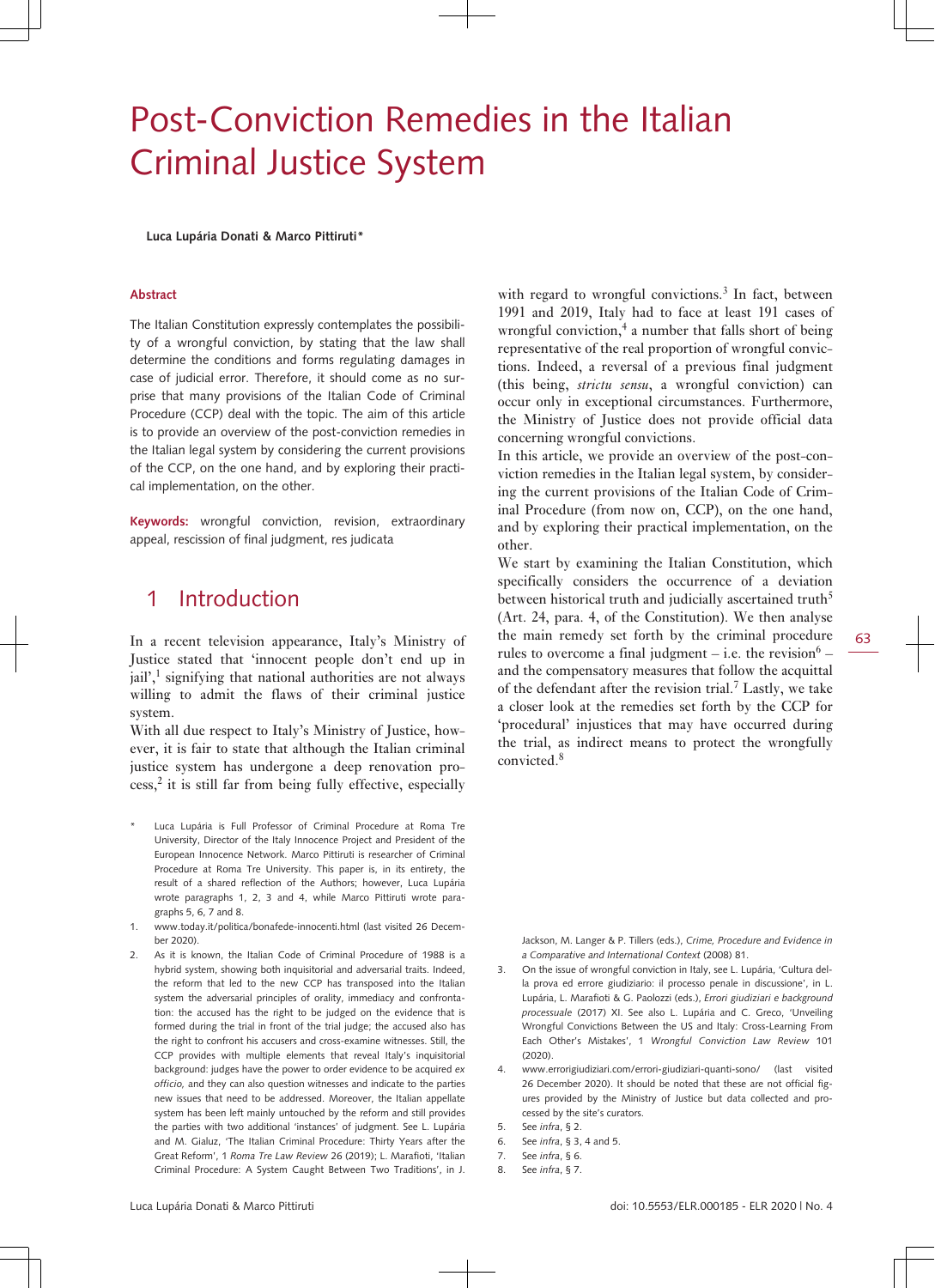# Post-Conviction Remedies in the Italian Criminal Justice System

**Luca Lupária Donati & Marco Pittiruti***

**Abstract**

The Italian Constitution expressly contemplates the possibility of a wrongful conviction, by stating that the law shall determine the conditions and forms regulating damages in case of judicial error. Therefore, it should come as no surprise that many provisions of the Italian Code of Criminal Procedure (CCP) deal with the topic. The aim of this article is to provide an overview of the post-conviction remedies in the Italian legal system by considering the current provisions of the CCP, on the one hand, and by exploring their practical implementation, on the other.

**Keywords:** wrongful conviction, revision, extraordinary appeal, rescission of final judgment, res judicata

## 1 Introduction

In a recent television appearance, Italy's Ministry of Justice stated that 'innocent people don't end up in jail',[1] signifying that national authorities are not always willing to admit the flaws of their criminal justice system.

With all due respect to Italy's Ministry of Justice, however, it is fair to state that although the Italian criminal justice system has undergone a deep renovation process,[2] it is still far from being fully effective, especially with regard to wrongful convictions.[3] In fact, between 1991 and 2019, Italy had to face at least 191 cases of wrongful conviction,[4] a number that falls short of being representative of the real proportion of wrongful convictions. Indeed, a reversal of a previous final judgment (this being, *strictu sensu*, a wrongful conviction) can occur only in exceptional circumstances. Furthermore, the Ministry of Justice does not provide official data concerning wrongful convictions.

In this article, we provide an overview of the post-conviction remedies in the Italian legal system, by considering the current provisions of the Italian Code of Criminal Procedure (from now on, CCP), on the one hand, and by exploring their practical implementation, on the other.

We start by examining the Italian Constitution, which specifically considers the occurrence of a deviation between historical truth and judicially ascertained truth[5] (Art. 24, para. 4, of the Constitution). We then analyse the main remedy set forth by the criminal procedure rules to overcome a final judgment – i.e. the revision[6] – and the compensatory measures that follow the acquittal of the defendant after the revision trial.[7] Lastly, we take a closer look at the remedies set forth by the CCP for 'procedural' injustices that may have occurred during the trial, as indirect means to protect the wrongfully convicted.[8]

---

\* Luca Lupária is Full Professor of Criminal Procedure at Roma Tre University, Director of the Italy Innocence Project and President of the European Innocence Network. Marco Pittiruti is researcher of Criminal Procedure at Roma Tre University. This paper is, in its entirety, the result of a shared reflection of the Authors; however, Luca Lupária wrote paragraphs 1, 2, 3 and 4, while Marco Pittiruti wrote paragraphs 5, 6, 7 and 8.

1. www.today.it/politica/bonafede-innocenti.html (last visited 26 December 2020).
2. As it is known, the Italian Code of Criminal Procedure of 1988 is a hybrid system, showing both inquisitorial and adversarial traits. Indeed, the reform that led to the new CCP has transposed into the Italian system the adversarial principles of orality, immediacy and confrontation: the accused has the right to be judged on the evidence that is formed during the trial in front of the trial judge; the accused also has the right to confront his accusers and cross-examine witnesses. Still, the CCP provides with multiple elements that reveal Italy's inquisitorial background: judges have the power to order evidence to be acquired *ex officio,* and they can also question witnesses and indicate to the parties new issues that need to be addressed. Moreover, the Italian appellate system has been left mainly untouched by the reform and still provides the parties with two additional 'instances' of judgment. See L. Lupária and M. Gialuz, 'The Italian Criminal Procedure: Thirty Years after the Great Reform', 1 *Roma Tre Law Review* 26 (2019); L. Marafioti, 'Italian Criminal Procedure: A System Caught Between Two Traditions', in J. Jackson, M. Langer & P. Tillers (eds.), *Crime, Procedure and Evidence in a Comparative and International Context* (2008) 81.
3. On the issue of wrongful conviction in Italy, see L. Lupária, 'Cultura della prova ed errore giudiziario: il processo penale in discussione', in L. Lupária, L. Marafioti & G. Paolozzi (eds.), *Errori giudiziari e background processuale* (2017) XI. See also L. Lupária and C. Greco, 'Unveiling Wrongful Convictions Between the US and Italy: Cross-Learning From Each Other's Mistakes', 1 *Wrongful Conviction Law Review* 101 (2020).
4. www.errorigiudiziari.com/errori-giudiziari-quanti-sono/ (last visited 26 December 2020). It should be noted that these are not official figures provided by the Ministry of Justice but data collected and processed by the site's curators.
5. See *infra*, § 2.
6. See *infra*, § 3, 4 and 5.
7. See *infra*, § 6.
8. See *infra*, § 7.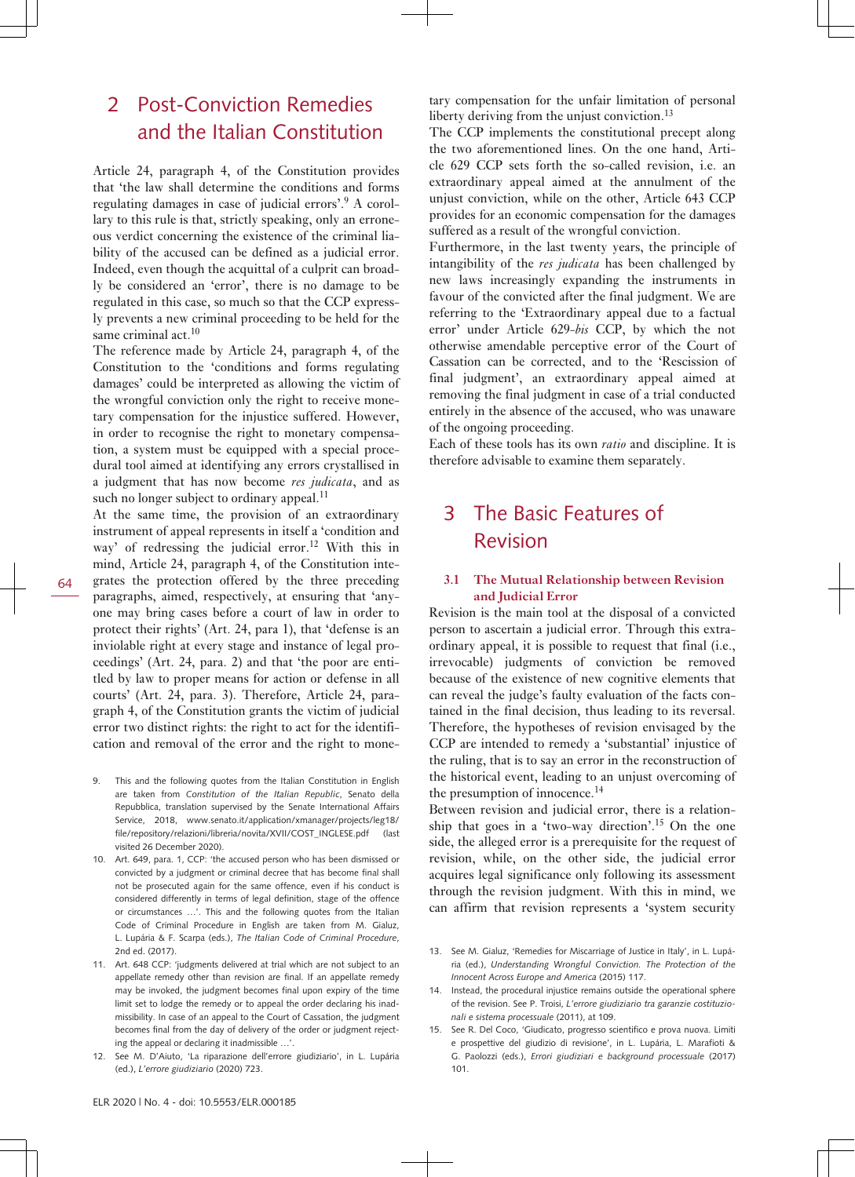## 2 Post-Conviction Remedies and the Italian Constitution

Article 24, paragraph 4, of the Constitution provides that 'the law shall determine the conditions and forms regulating damages in case of judicial errors'.[9] A corollary to this rule is that, strictly speaking, only an erroneous verdict concerning the existence of the criminal liability of the accused can be defined as a judicial error. Indeed, even though the acquittal of a culprit can broadly be considered an 'error', there is no damage to be regulated in this case, so much so that the CCP expressly prevents a new criminal proceeding to be held for the same criminal act.[10]

The reference made by Article 24, paragraph 4, of the Constitution to the 'conditions and forms regulating damages' could be interpreted as allowing the victim of the wrongful conviction only the right to receive monetary compensation for the injustice suffered. However, in order to recognise the right to monetary compensation, a system must be equipped with a special procedural tool aimed at identifying any errors crystallised in a judgment that has now become *res judicata*, and as such no longer subject to ordinary appeal.[11]

At the same time, the provision of an extraordinary instrument of appeal represents in itself a 'condition and way' of redressing the judicial error.[12] With this in mind, Article 24, paragraph 4, of the Constitution integrates the protection offered by the three preceding paragraphs, aimed, respectively, at ensuring that 'anyone may bring cases before a court of law in order to protect their rights' (Art. 24, para 1), that 'defense is an inviolable right at every stage and instance of legal proceedings' (Art. 24, para. 2) and that 'the poor are entitled by law to proper means for action or defense in all courts' (Art. 24, para. 3). Therefore, Article 24, paragraph 4, of the Constitution grants the victim of judicial error two distinct rights: the right to act for the identification and removal of the error and the right to monetary compensation for the unfair limitation of personal liberty deriving from the unjust conviction.[13]

The CCP implements the constitutional precept along the two aforementioned lines. On the one hand, Article 629 CCP sets forth the so-called revision, i.e. an extraordinary appeal aimed at the annulment of the unjust conviction, while on the other, Article 643 CCP provides for an economic compensation for the damages suffered as a result of the wrongful conviction.

Furthermore, in the last twenty years, the principle of intangibility of the *res judicata* has been challenged by new laws increasingly expanding the instruments in favour of the convicted after the final judgment. We are referring to the 'Extraordinary appeal due to a factual error' under Article 629-*bis* CCP, by which the not otherwise amendable perceptive error of the Court of Cassation can be corrected, and to the 'Rescission of final judgment', an extraordinary appeal aimed at removing the final judgment in case of a trial conducted entirely in the absence of the accused, who was unaware of the ongoing proceeding.

Each of these tools has its own *ratio* and discipline. It is therefore advisable to examine them separately.

## 3 The Basic Features of Revision

### 3.1 The Mutual Relationship between Revision and Judicial Error

Revision is the main tool at the disposal of a convicted person to ascertain a judicial error. Through this extraordinary appeal, it is possible to request that final (i.e., irrevocable) judgments of conviction be removed because of the existence of new cognitive elements that can reveal the judge's faulty evaluation of the facts contained in the final decision, thus leading to its reversal. Therefore, the hypotheses of revision envisaged by the CCP are intended to remedy a 'substantial' injustice of the ruling, that is to say an error in the reconstruction of the historical event, leading to an unjust overcoming of the presumption of innocence.[14]

Between revision and judicial error, there is a relationship that goes in a 'two-way direction'.[15] On the one side, the alleged error is a prerequisite for the request of revision, while, on the other side, the judicial error acquires legal significance only following its assessment through the revision judgment. With this in mind, we can affirm that revision represents a 'system security

---

9. This and the following quotes from the Italian Constitution in English are taken from *Constitution of the Italian Republic*, Senato della Repubblica, translation supervised by the Senate International Affairs Service, 2018, www.senato.it/application/xmanager/projects/leg18/file/repository/relazioni/libreria/novita/XVII/COST_INGLESE.pdf (last visited 26 December 2020).
10. Art. 649, para. 1, CCP: 'the accused person who has been dismissed or convicted by a judgment or criminal decree that has become final shall not be prosecuted again for the same offence, even if his conduct is considered differently in terms of legal definition, stage of the offence or circumstances …'. This and the following quotes from the Italian Code of Criminal Procedure in English are taken from M. Gialuz, L. Lupária & F. Scarpa (eds.), *The Italian Code of Criminal Procedure*, 2nd ed. (2017).
11. Art. 648 CCP: 'judgments delivered at trial which are not subject to an appellate remedy other than revision are final. If an appellate remedy may be invoked, the judgment becomes final upon expiry of the time limit set to lodge the remedy or to appeal the order declaring his inadmissibility. In case of an appeal to the Court of Cassation, the judgment becomes final from the day of delivery of the order or judgment rejecting the appeal or declaring it inadmissible …'.
12. See M. D'Aiuto, 'La riparazione dell'errore giudiziario', in L. Lupária (ed.), *L'errore giudiziario* (2020) 723.
13. See M. Gialuz, 'Remedies for Miscarriage of Justice in Italy', in L. Lupária (ed.), *Understanding Wrongful Conviction. The Protection of the Innocent Across Europe and America* (2015) 117.
14. Instead, the procedural injustice remains outside the operational sphere of the revision. See P. Troisi, *L'errore giudiziario tra garanzie costituzionali e sistema processuale* (2011), at 109.
15. See R. Del Coco, 'Giudicato, progresso scientifico e prova nuova. Limiti e prospettive del giudizio di revisione', in L. Lupária, L. Marafioti & G. Paolozzi (eds.), *Errori giudiziari e background processuale* (2017) 101.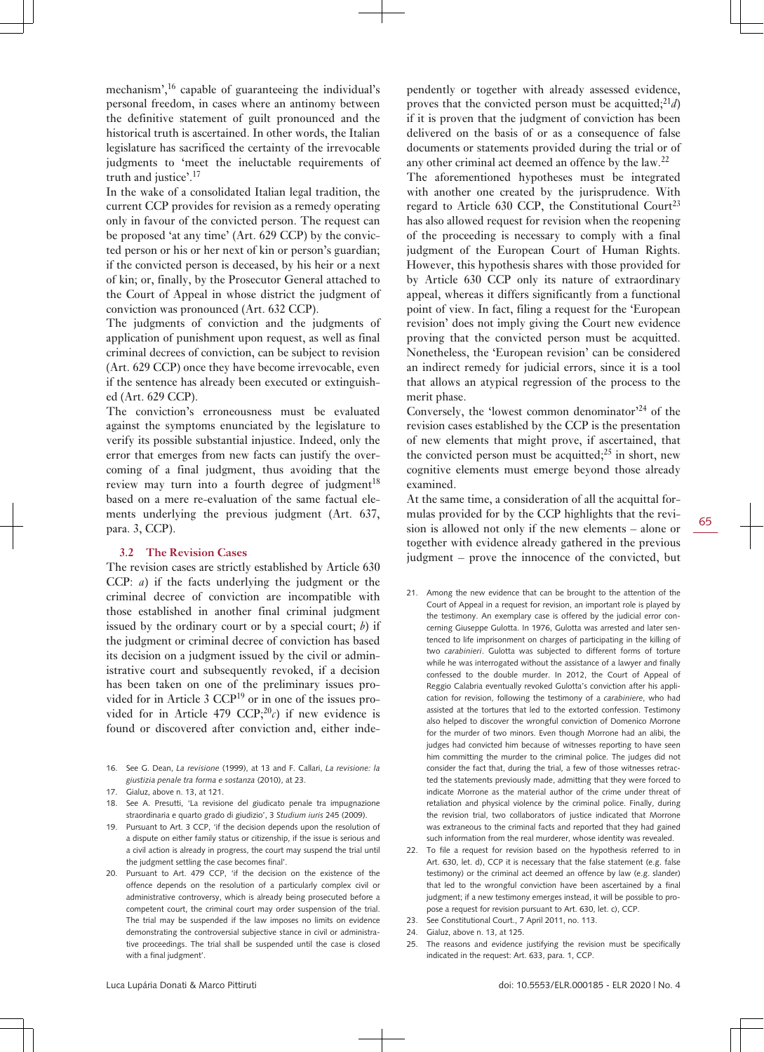mechanism',[16] capable of guaranteeing the individual's personal freedom, in cases where an antinomy between the definitive statement of guilt pronounced and the historical truth is ascertained. In other words, the Italian legislature has sacrificed the certainty of the irrevocable judgments to 'meet the ineluctable requirements of truth and justice'.[17]

In the wake of a consolidated Italian legal tradition, the current CCP provides for revision as a remedy operating only in favour of the convicted person. The request can be proposed 'at any time' (Art. 629 CCP) by the convicted person or his or her next of kin or person's guardian; if the convicted person is deceased, by his heir or a next of kin; or, finally, by the Prosecutor General attached to the Court of Appeal in whose district the judgment of conviction was pronounced (Art. 632 CCP).

The judgments of conviction and the judgments of application of punishment upon request, as well as final criminal decrees of conviction, can be subject to revision (Art. 629 CCP) once they have become irrevocable, even if the sentence has already been executed or extinguished (Art. 629 CCP).

The conviction's erroneousness must be evaluated against the symptoms enunciated by the legislature to verify its possible substantial injustice. Indeed, only the error that emerges from new facts can justify the overcoming of a final judgment, thus avoiding that the review may turn into a fourth degree of judgment[18] based on a mere re-evaluation of the same factual elements underlying the previous judgment (Art. 637, para. 3, CCP).

### 3.2 The Revision Cases

The revision cases are strictly established by Article 630 CCP: *a*) if the facts underlying the judgment or the criminal decree of conviction are incompatible with those established in another final criminal judgment issued by the ordinary court or by a special court; *b*) if the judgment or criminal decree of conviction has based its decision on a judgment issued by the civil or administrative court and subsequently revoked, if a decision has been taken on one of the preliminary issues provided for in Article 3 CCP[19] or in one of the issues provided for in Article 479 CCP;[20] *c*) if new evidence is found or discovered after conviction and, either independently or together with already assessed evidence, proves that the convicted person must be acquitted;[21] *d*) if it is proven that the judgment of conviction has been delivered on the basis of or as a consequence of false documents or statements provided during the trial or of any other criminal act deemed an offence by the law.[22]

The aforementioned hypotheses must be integrated with another one created by the jurisprudence. With regard to Article 630 CCP, the Constitutional Court[23] has also allowed request for revision when the reopening of the proceeding is necessary to comply with a final judgment of the European Court of Human Rights. However, this hypothesis shares with those provided for by Article 630 CCP only its nature of extraordinary appeal, whereas it differs significantly from a functional point of view. In fact, filing a request for the 'European revision' does not imply giving the Court new evidence proving that the convicted person must be acquitted. Nonetheless, the 'European revision' can be considered an indirect remedy for judicial errors, since it is a tool that allows an atypical regression of the process to the merit phase.

Conversely, the 'lowest common denominator'[24] of the revision cases established by the CCP is the presentation of new elements that might prove, if ascertained, that the convicted person must be acquitted;[25] in short, new cognitive elements must emerge beyond those already examined.

At the same time, a consideration of all the acquittal formulas provided for by the CCP highlights that the revision is allowed not only if the new elements – alone or together with evidence already gathered in the previous judgment – prove the innocence of the convicted, but

---

16. See G. Dean, *La revisione* (1999), at 13 and F. Callari, *La revisione: la giustizia penale tra forma e sostanza* (2010), at 23.
17. Gialuz, above n. 13, at 121.
18. See A. Presutti, 'La revisione del giudicato penale tra impugnazione straordinaria e quarto grado di giudizio', 3 *Studium iuris* 245 (2009).
19. Pursuant to Art. 3 CCP, 'if the decision depends upon the resolution of a dispute on either family status or citizenship, if the issue is serious and a civil action is already in progress, the court may suspend the trial until the judgment settling the case becomes final'.
20. Pursuant to Art. 479 CCP, 'if the decision on the existence of the offence depends on the resolution of a particularly complex civil or administrative controversy, which is already being prosecuted before a competent court, the criminal court may order suspension of the trial. The trial may be suspended if the law imposes no limits on evidence demonstrating the controversial subjective stance in civil or administrative proceedings. The trial shall be suspended until the case is closed with a final judgment'.
21. Among the new evidence that can be brought to the attention of the Court of Appeal in a request for revision, an important role is played by the testimony. An exemplary case is offered by the judicial error concerning Giuseppe Gulotta. In 1976, Gulotta was arrested and later sentenced to life imprisonment on charges of participating in the killing of two *carabinieri*. Gulotta was subjected to different forms of torture while he was interrogated without the assistance of a lawyer and finally confessed to the double murder. In 2012, the Court of Appeal of Reggio Calabria eventually revoked Gulotta's conviction after his application for revision, following the testimony of a *carabiniere*, who had assisted at the tortures that led to the extorted confession. Testimony also helped to discover the wrongful conviction of Domenico Morrone for the murder of two minors. Even though Morrone had an alibi, the judges had convicted him because of witnesses reporting to have seen him committing the murder to the criminal police. The judges did not consider the fact that, during the trial, a few of those witnesses retracted the statements previously made, admitting that they were forced to indicate Morrone as the material author of the crime under threat of retaliation and physical violence by the criminal police. Finally, during the revision trial, two collaborators of justice indicated that Morrone was extraneous to the criminal facts and reported that they had gained such information from the real murderer, whose identity was revealed.
22. To file a request for revision based on the hypothesis referred to in Art. 630, let. d), CCP it is necessary that the false statement (e.g. false testimony) or the criminal act deemed an offence by law (e.g. slander) that led to the wrongful conviction have been ascertained by a final judgment; if a new testimony emerges instead, it will be possible to propose a request for revision pursuant to Art. 630, let. c), CCP.
23. See Constitutional Court., 7 April 2011, no. 113.
24. Gialuz, above n. 13, at 125.
25. The reasons and evidence justifying the revision must be specifically indicated in the request: Art. 633, para. 1, CCP.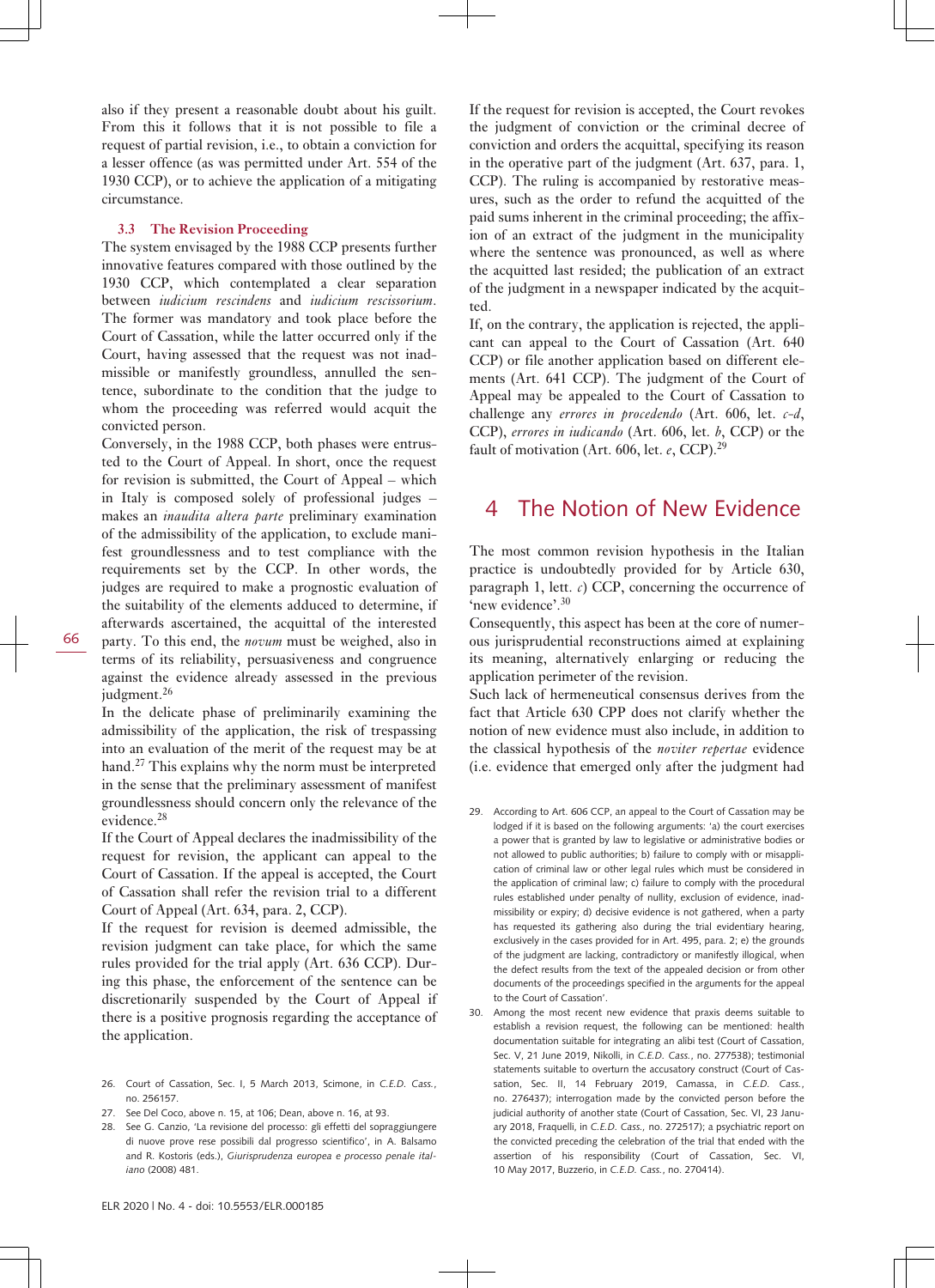also if they present a reasonable doubt about his guilt. From this it follows that it is not possible to file a request of partial revision, i.e., to obtain a conviction for a lesser offence (as was permitted under Art. 554 of the 1930 CCP), or to achieve the application of a mitigating circumstance.

### 3.3 The Revision Proceeding

The system envisaged by the 1988 CCP presents further innovative features compared with those outlined by the 1930 CCP, which contemplated a clear separation between *iudicium rescindens* and *iudicium rescissorium*. The former was mandatory and took place before the Court of Cassation, while the latter occurred only if the Court, having assessed that the request was not inadmissible or manifestly groundless, annulled the sentence, subordinate to the condition that the judge to whom the proceeding was referred would acquit the convicted person.

Conversely, in the 1988 CCP, both phases were entrusted to the Court of Appeal. In short, once the request for revision is submitted, the Court of Appeal – which in Italy is composed solely of professional judges – makes an *inaudita altera parte* preliminary examination of the admissibility of the application, to exclude manifest groundlessness and to test compliance with the requirements set by the CCP. In other words, the judges are required to make a prognostic evaluation of the suitability of the elements adduced to determine, if afterwards ascertained, the acquittal of the interested party. To this end, the *novum* must be weighed, also in terms of its reliability, persuasiveness and congruence against the evidence already assessed in the previous judgment.[26]

In the delicate phase of preliminarily examining the admissibility of the application, the risk of trespassing into an evaluation of the merit of the request may be at hand.[27] This explains why the norm must be interpreted in the sense that the preliminary assessment of manifest groundlessness should concern only the relevance of the evidence.[28]

If the Court of Appeal declares the inadmissibility of the request for revision, the applicant can appeal to the Court of Cassation. If the appeal is accepted, the Court of Cassation shall refer the revision trial to a different Court of Appeal (Art. 634, para. 2, CCP).

If the request for revision is deemed admissible, the revision judgment can take place, for which the same rules provided for the trial apply (Art. 636 CCP). During this phase, the enforcement of the sentence can be discretionarily suspended by the Court of Appeal if there is a positive prognosis regarding the acceptance of the application.

If the request for revision is accepted, the Court revokes the judgment of conviction or the criminal decree of conviction and orders the acquittal, specifying its reason in the operative part of the judgment (Art. 637, para. 1, CCP). The ruling is accompanied by restorative measures, such as the order to refund the acquitted of the paid sums inherent in the criminal proceeding; the affixion of an extract of the judgment in the municipality where the sentence was pronounced, as well as where the acquitted last resided; the publication of an extract of the judgment in a newspaper indicated by the acquitted.

If, on the contrary, the application is rejected, the applicant can appeal to the Court of Cassation (Art. 640 CCP) or file another application based on different elements (Art. 641 CCP). The judgment of the Court of Appeal may be appealed to the Court of Cassation to challenge any *errores in procedendo* (Art. 606, let. *c*-*d*, CCP), *errores in iudicando* (Art. 606, let. *b*, CCP) or the fault of motivation (Art. 606, let. *e*, CCP).[29]

## 4 The Notion of New Evidence

The most common revision hypothesis in the Italian practice is undoubtedly provided for by Article 630, paragraph 1, lett. *c*) CCP, concerning the occurrence of 'new evidence'.[30]

Consequently, this aspect has been at the core of numerous jurisprudential reconstructions aimed at explaining its meaning, alternatively enlarging or reducing the application perimeter of the revision.

Such lack of hermeneutical consensus derives from the fact that Article 630 CPP does not clarify whether the notion of new evidence must also include, in addition to the classical hypothesis of the *noviter repertae* evidence (i.e. evidence that emerged only after the judgment had

---

26. Court of Cassation, Sec. I, 5 March 2013, Scimone, in *C.E.D. Cass.*, no. 256157.
27. See Del Coco, above n. 15, at 106; Dean, above n. 16, at 93.
28. See G. Canzio, 'La revisione del processo: gli effetti del sopraggiungere di nuove prove rese possibili dal progresso scientifico', in A. Balsamo and R. Kostoris (eds.), *Giurisprudenza europea e processo penale italiano* (2008) 481.
29. According to Art. 606 CCP, an appeal to the Court of Cassation may be lodged if it is based on the following arguments: 'a) the court exercises a power that is granted by law to legislative or administrative bodies or not allowed to public authorities; b) failure to comply with or misapplication of criminal law or other legal rules which must be considered in the application of criminal law; c) failure to comply with the procedural rules established under penalty of nullity, exclusion of evidence, inadmissibility or expiry; d) decisive evidence is not gathered, when a party has requested its gathering also during the trial evidentiary hearing, exclusively in the cases provided for in Art. 495, para. 2; e) the grounds of the judgment are lacking, contradictory or manifestly illogical, when the defect results from the text of the appealed decision or from other documents of the proceedings specified in the arguments for the appeal to the Court of Cassation'.
30. Among the most recent new evidence that praxis deems suitable to establish a revision request, the following can be mentioned: health documentation suitable for integrating an alibi test (Court of Cassation, Sec. V, 21 June 2019, Nikolli, in *C.E.D. Cass.*, no. 277538); testimonial statements suitable to overturn the accusatory construct (Court of Cassation, Sec. II, 14 February 2019, Camassa, in *C.E.D. Cass.*, no. 276437); interrogation made by the convicted person before the judicial authority of another state (Court of Cassation, Sec. VI, 23 January 2018, Fraquelli, in *C.E.D. Cass.*, no. 272517); a psychiatric report on the convicted preceding the celebration of the trial that ended with the assertion of his responsibility (Court of Cassation, Sec. VI, 10 May 2017, Buzzerio, in *C.E.D. Cass.*, no. 270414).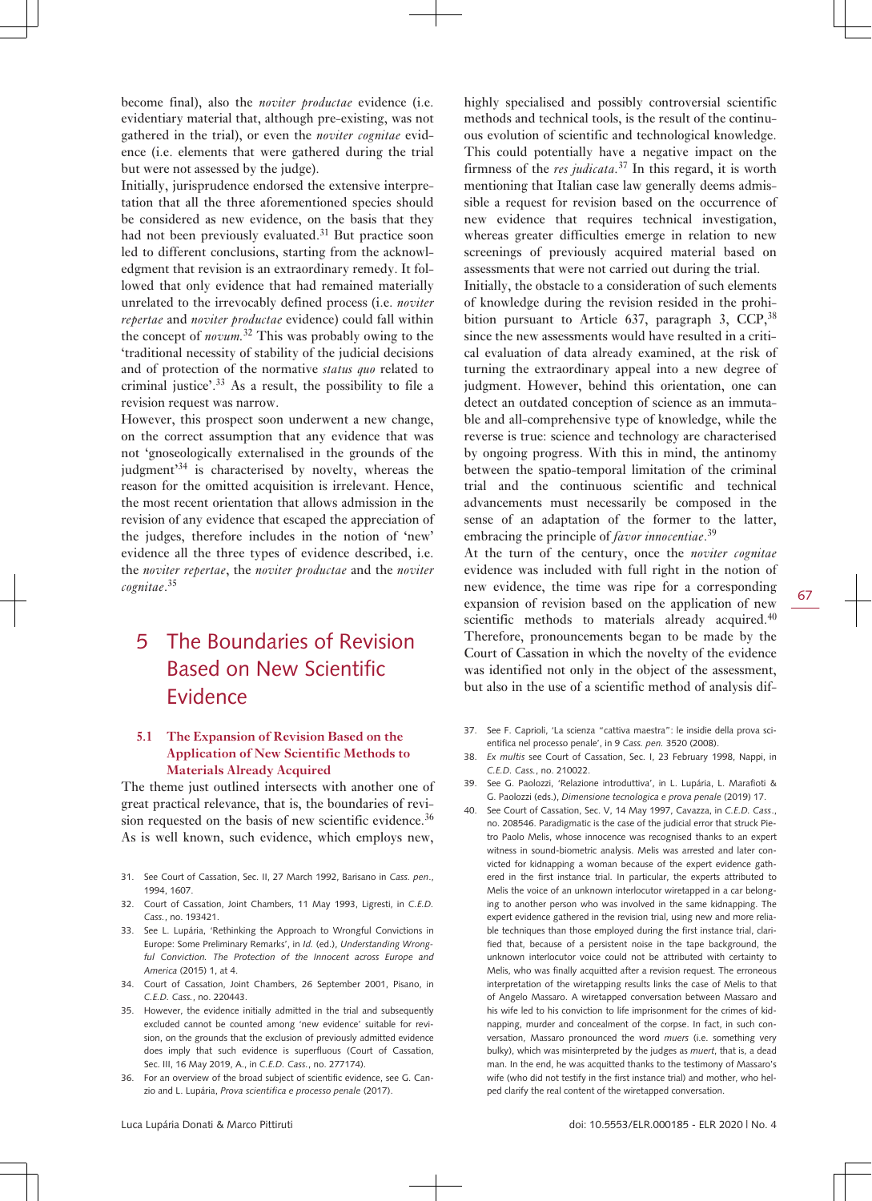become final), also the *noviter productae* evidence (i.e. evidentiary material that, although pre-existing, was not gathered in the trial), or even the *noviter cognitae* evidence (i.e. elements that were gathered during the trial but were not assessed by the judge).

Initially, jurisprudence endorsed the extensive interpretation that all the three aforementioned species should be considered as new evidence, on the basis that they had not been previously evaluated.[31] But practice soon led to different conclusions, starting from the acknowledgment that revision is an extraordinary remedy. It followed that only evidence that had remained materially unrelated to the irrevocably defined process (i.e. *noviter repertae* and *noviter productae* evidence) could fall within the concept of *novum*.[32] This was probably owing to the 'traditional necessity of stability of the judicial decisions and of protection of the normative *status quo* related to criminal justice'.[33] As a result, the possibility to file a revision request was narrow.

However, this prospect soon underwent a new change, on the correct assumption that any evidence that was not 'gnoseologically externalised in the grounds of the judgment'[34] is characterised by novelty, whereas the reason for the omitted acquisition is irrelevant. Hence, the most recent orientation that allows admission in the revision of any evidence that escaped the appreciation of the judges, therefore includes in the notion of 'new' evidence all the three types of evidence described, i.e. the *noviter repertae*, the *noviter productae* and the *noviter cognitae*.[35]

## 5 The Boundaries of Revision Based on New Scientific Evidence

### 5.1 The Expansion of Revision Based on the Application of New Scientific Methods to Materials Already Acquired

The theme just outlined intersects with another one of great practical relevance, that is, the boundaries of revision requested on the basis of new scientific evidence.[36] As is well known, such evidence, which employs new, highly specialised and possibly controversial scientific methods and technical tools, is the result of the continuous evolution of scientific and technological knowledge. This could potentially have a negative impact on the firmness of the *res judicata*.[37] In this regard, it is worth mentioning that Italian case law generally deems admissible a request for revision based on the occurrence of new evidence that requires technical investigation, whereas greater difficulties emerge in relation to new screenings of previously acquired material based on assessments that were not carried out during the trial.

Initially, the obstacle to a consideration of such elements of knowledge during the revision resided in the prohibition pursuant to Article 637, paragraph 3, CCP,[38] since the new assessments would have resulted in a critical evaluation of data already examined, at the risk of turning the extraordinary appeal into a new degree of judgment. However, behind this orientation, one can detect an outdated conception of science as an immutable and all-comprehensive type of knowledge, while the reverse is true: science and technology are characterised by ongoing progress. With this in mind, the antinomy between the spatio-temporal limitation of the criminal trial and the continuous scientific and technical advancements must necessarily be composed in the sense of an adaptation of the former to the latter, embracing the principle of *favor innocentiae*.[39]

At the turn of the century, once the *noviter cognitae* evidence was included with full right in the notion of new evidence, the time was ripe for a corresponding expansion of revision based on the application of new scientific methods to materials already acquired.[40] Therefore, pronouncements began to be made by the Court of Cassation in which the novelty of the evidence was identified not only in the object of the assessment, but also in the use of a scientific method of analysis dif-

---

31. See Court of Cassation, Sec. II, 27 March 1992, Barisano in *Cass. pen.*, 1994, 1607.
32. Court of Cassation, Joint Chambers, 11 May 1993, Ligresti, in *C.E.D. Cass.*, no. 193421.
33. See L. Lupária, 'Rethinking the Approach to Wrongful Convictions in Europe: Some Preliminary Remarks', in *Id.* (ed.), *Understanding Wrongful Conviction. The Protection of the Innocent across Europe and America* (2015) 1, at 4.
34. Court of Cassation, Joint Chambers, 26 September 2001, Pisano, in *C.E.D. Cass.*, no. 220443.
35. However, the evidence initially admitted in the trial and subsequently excluded cannot be counted among 'new evidence' suitable for revision, on the grounds that the exclusion of previously admitted evidence does imply that such evidence is superfluous (Court of Cassation, Sec. III, 16 May 2019, A., in *C.E.D. Cass.*, no. 277174).
36. For an overview of the broad subject of scientific evidence, see G. Canzio and L. Lupária, *Prova scientifica e processo penale* (2017).
37. See F. Caprioli, 'La scienza "cattiva maestra": le insidie della prova scientifica nel processo penale', in 9 *Cass. pen.* 3520 (2008).
38. *Ex multis* see Court of Cassation, Sec. I, 23 February 1998, Nappi, in *C.E.D. Cass.*, no. 210022.
39. See G. Paolozzi, 'Relazione introduttiva', in L. Lupária, L. Marafioti & G. Paolozzi (eds.), *Dimensione tecnologica e prova penale* (2019) 17.
40. See Court of Cassation, Sec. V, 14 May 1997, Cavazza, in *C.E.D. Cass.*, no. 208546. Paradigmatic is the case of the judicial error that struck Pietro Paolo Melis, whose innocence was recognised thanks to an expert witness in sound-biometric analysis. Melis was arrested and later convicted for kidnapping a woman because of the expert evidence gathered in the first instance trial. In particular, the experts attributed to Melis the voice of an unknown interlocutor wiretapped in a car belonging to another person who was involved in the same kidnapping. The expert evidence gathered in the revision trial, using new and more reliable techniques than those employed during the first instance trial, clarified that, because of a persistent noise in the tape background, the unknown interlocutor voice could not be attributed with certainty to Melis, who was finally acquitted after a revision request. The erroneous interpretation of the wiretapping results links the case of Melis to that of Angelo Massaro. A wiretapped conversation between Massaro and his wife led to his conviction to life imprisonment for the crimes of kidnapping, murder and concealment of the corpse. In fact, in such conversation, Massaro pronounced the word *muers* (i.e. something very bulky), which was misinterpreted by the judges as *muert*, that is, a dead man. In the end, he was acquitted thanks to the testimony of Massaro's wife (who did not testify in the first instance trial) and mother, who helped clarify the real content of the wiretapped conversation.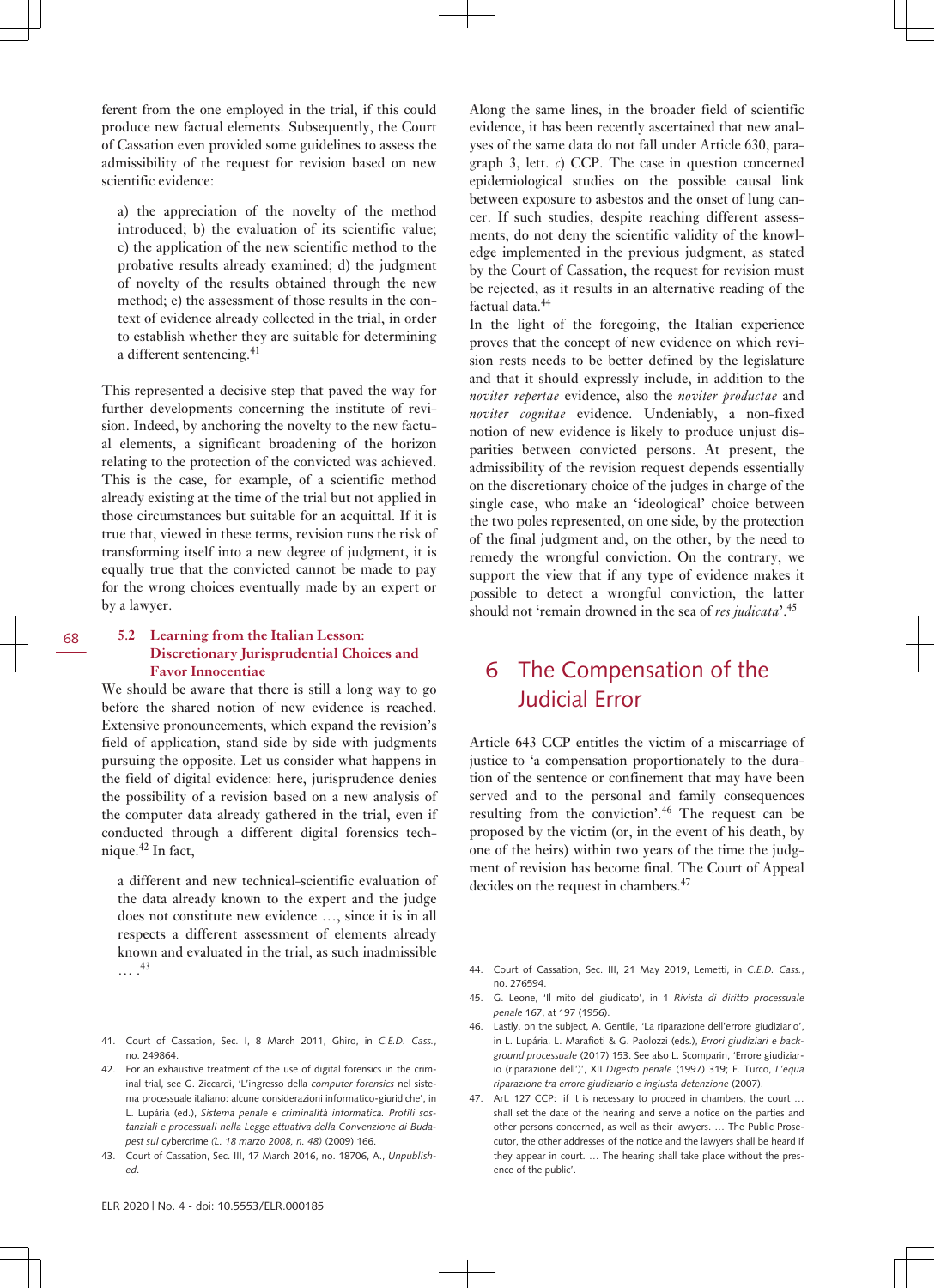ferent from the one employed in the trial, if this could produce new factual elements. Subsequently, the Court of Cassation even provided some guidelines to assess the admissibility of the request for revision based on new scientific evidence:

> a) the appreciation of the novelty of the method introduced; b) the evaluation of its scientific value; c) the application of the new scientific method to the probative results already examined; d) the judgment of novelty of the results obtained through the new method; e) the assessment of those results in the context of evidence already collected in the trial, in order to establish whether they are suitable for determining a different sentencing.[41]

This represented a decisive step that paved the way for further developments concerning the institute of revision. Indeed, by anchoring the novelty to the new factual elements, a significant broadening of the horizon relating to the protection of the convicted was achieved. This is the case, for example, of a scientific method already existing at the time of the trial but not applied in those circumstances but suitable for an acquittal. If it is true that, viewed in these terms, revision runs the risk of transforming itself into a new degree of judgment, it is equally true that the convicted cannot be made to pay for the wrong choices eventually made by an expert or by a lawyer.

### 5.2 Learning from the Italian Lesson: Discretionary Jurisprudential Choices and Favor Innocentiae

We should be aware that there is still a long way to go before the shared notion of new evidence is reached. Extensive pronouncements, which expand the revision's field of application, stand side by side with judgments pursuing the opposite. Let us consider what happens in the field of digital evidence: here, jurisprudence denies the possibility of a revision based on a new analysis of the computer data already gathered in the trial, even if conducted through a different digital forensics technique.[42] In fact,

> a different and new technical-scientific evaluation of the data already known to the expert and the judge does not constitute new evidence …, since it is in all respects a different assessment of elements already known and evaluated in the trial, as such inadmissible … .[43]

Along the same lines, in the broader field of scientific evidence, it has been recently ascertained that new analyses of the same data do not fall under Article 630, paragraph 3, lett. *c*) CCP. The case in question concerned epidemiological studies on the possible causal link between exposure to asbestos and the onset of lung cancer. If such studies, despite reaching different assessments, do not deny the scientific validity of the knowledge implemented in the previous judgment, as stated by the Court of Cassation, the request for revision must be rejected, as it results in an alternative reading of the factual data.[44]

In the light of the foregoing, the Italian experience proves that the concept of new evidence on which revision rests needs to be better defined by the legislature and that it should expressly include, in addition to the *noviter repertae* evidence, also the *noviter productae* and *noviter cognitae* evidence. Undeniably, a non-fixed notion of new evidence is likely to produce unjust disparities between convicted persons. At present, the admissibility of the revision request depends essentially on the discretionary choice of the judges in charge of the single case, who make an 'ideological' choice between the two poles represented, on one side, by the protection of the final judgment and, on the other, by the need to remedy the wrongful conviction. On the contrary, we support the view that if any type of evidence makes it possible to detect a wrongful conviction, the latter should not 'remain drowned in the sea of *res judicata*'.[45]

## 6 The Compensation of the Judicial Error

Article 643 CCP entitles the victim of a miscarriage of justice to 'a compensation proportionately to the duration of the sentence or confinement that may have been served and to the personal and family consequences resulting from the conviction'.[46] The request can be proposed by the victim (or, in the event of his death, by one of the heirs) within two years of the time the judgment of revision has become final. The Court of Appeal decides on the request in chambers.[47]

---

41. Court of Cassation, Sec. I, 8 March 2011, Ghiro, in *C.E.D. Cass.*, no. 249864.
42. For an exhaustive treatment of the use of digital forensics in the criminal trial, see G. Ziccardi, 'L'ingresso della *computer forensics* nel sistema processuale italiano: alcune considerazioni informatico-giuridiche', in L. Lupária (ed.), *Sistema penale e criminalità informatica. Profili sostanziali e processuali nella Legge attuativa della Convenzione di Budapest sul* cybercrime *(L. 18 marzo 2008, n. 48)* (2009) 166.
43. Court of Cassation, Sec. III, 17 March 2016, no. 18706, A., *Unpublished*.
44. Court of Cassation, Sec. III, 21 May 2019, Lemetti, in *C.E.D. Cass.*, no. 276594.
45. G. Leone, 'Il mito del giudicato', in 1 *Rivista di diritto processuale penale* 167, at 197 (1956).
46. Lastly, on the subject, A. Gentile, 'La riparazione dell'errore giudiziario', in L. Lupária, L. Marafioti & G. Paolozzi (eds.), *Errori giudiziari e background processuale* (2017) 153. See also L. Scomparin, 'Errore giudiziario (riparazione dell')', XII *Digesto penale* (1997) 319; E. Turco, *L'equa riparazione tra errore giudiziario e ingiusta detenzione* (2007).
47. Art. 127 CCP: 'if it is necessary to proceed in chambers, the court … shall set the date of the hearing and serve a notice on the parties and other persons concerned, as well as their lawyers. … The Public Prosecutor, the other addresses of the notice and the lawyers shall be heard if they appear in court. … The hearing shall take place without the presence of the public'.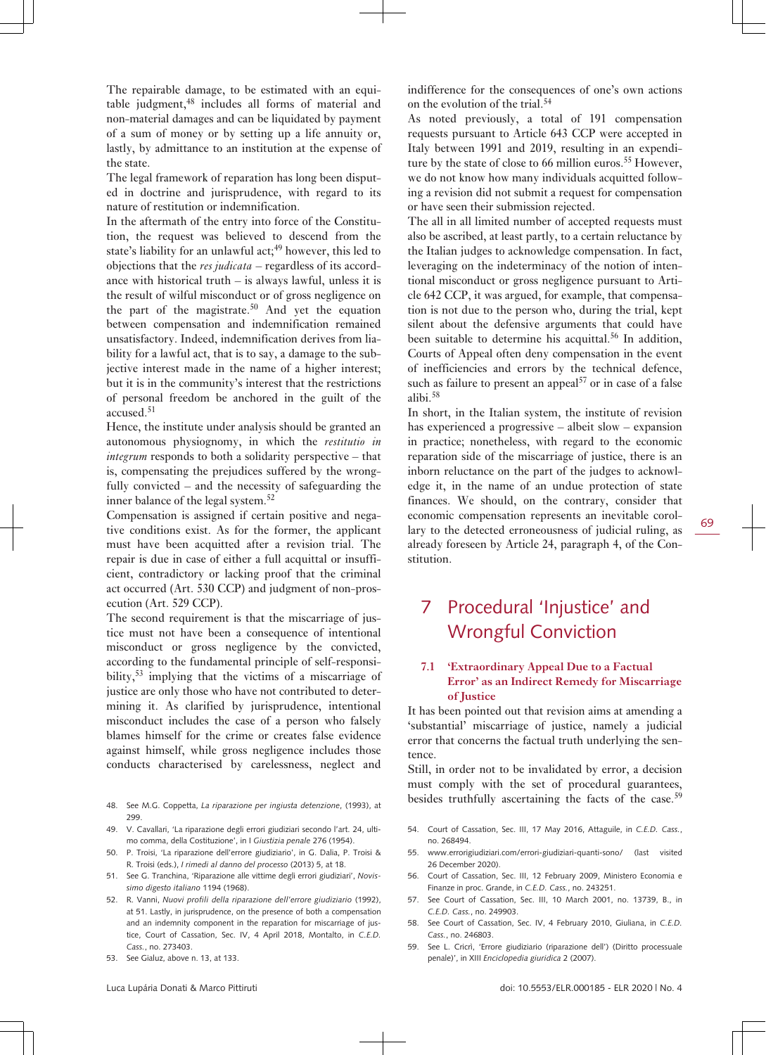The repairable damage, to be estimated with an equitable judgment,[48] includes all forms of material and non-material damages and can be liquidated by payment of a sum of money or by setting up a life annuity or, lastly, by admittance to an institution at the expense of the state.

The legal framework of reparation has long been disputed in doctrine and jurisprudence, with regard to its nature of restitution or indemnification.

In the aftermath of the entry into force of the Constitution, the request was believed to descend from the state's liability for an unlawful act;[49] however, this led to objections that the *res judicata* – regardless of its accordance with historical truth – is always lawful, unless it is the result of wilful misconduct or of gross negligence on the part of the magistrate.[50] And yet the equation between compensation and indemnification remained unsatisfactory. Indeed, indemnification derives from liability for a lawful act, that is to say, a damage to the subjective interest made in the name of a higher interest; but it is in the community's interest that the restrictions of personal freedom be anchored in the guilt of the accused.[51]

Hence, the institute under analysis should be granted an autonomous physiognomy, in which the *restitutio in integrum* responds to both a solidarity perspective – that is, compensating the prejudices suffered by the wrongfully convicted – and the necessity of safeguarding the inner balance of the legal system.[52]

Compensation is assigned if certain positive and negative conditions exist. As for the former, the applicant must have been acquitted after a revision trial. The repair is due in case of either a full acquittal or insufficient, contradictory or lacking proof that the criminal act occurred (Art. 530 CCP) and judgment of non-prosecution (Art. 529 CCP).

The second requirement is that the miscarriage of justice must not have been a consequence of intentional misconduct or gross negligence by the convicted, according to the fundamental principle of self-responsibility,[53] implying that the victims of a miscarriage of justice are only those who have not contributed to determining it. As clarified by jurisprudence, intentional misconduct includes the case of a person who falsely blames himself for the crime or creates false evidence against himself, while gross negligence includes those conducts characterised by carelessness, neglect and indifference for the consequences of one's own actions on the evolution of the trial.[54]

As noted previously, a total of 191 compensation requests pursuant to Article 643 CCP were accepted in Italy between 1991 and 2019, resulting in an expenditure by the state of close to 66 million euros.[55] However, we do not know how many individuals acquitted following a revision did not submit a request for compensation or have seen their submission rejected.

The all in all limited number of accepted requests must also be ascribed, at least partly, to a certain reluctance by the Italian judges to acknowledge compensation. In fact, leveraging on the indeterminacy of the notion of intentional misconduct or gross negligence pursuant to Article 642 CCP, it was argued, for example, that compensation is not due to the person who, during the trial, kept silent about the defensive arguments that could have been suitable to determine his acquittal.[56] In addition, Courts of Appeal often deny compensation in the event of inefficiencies and errors by the technical defence, such as failure to present an appeal[57] or in case of a false alibi.[58]

In short, in the Italian system, the institute of revision has experienced a progressive – albeit slow – expansion in practice; nonetheless, with regard to the economic reparation side of the miscarriage of justice, there is an inborn reluctance on the part of the judges to acknowledge it, in the name of an undue protection of state finances. We should, on the contrary, consider that economic compensation represents an inevitable corollary to the detected erroneousness of judicial ruling, as already foreseen by Article 24, paragraph 4, of the Constitution.

## 7 Procedural 'Injustice' and Wrongful Conviction

### 7.1 'Extraordinary Appeal Due to a Factual Error' as an Indirect Remedy for Miscarriage of Justice

It has been pointed out that revision aims at amending a 'substantial' miscarriage of justice, namely a judicial error that concerns the factual truth underlying the sentence.

Still, in order not to be invalidated by error, a decision must comply with the set of procedural guarantees, besides truthfully ascertaining the facts of the case.[59]

48. See M.G. Coppetta, *La riparazione per ingiusta detenzione*, (1993), at 299.
49. V. Cavallari, 'La riparazione degli errori giudiziari secondo l'art. 24, ultimo comma, della Costituzione', in I *Giustizia penale* 276 (1954).
50. P. Troisi, 'La riparazione dell'errore giudiziario', in G. Dalia, P. Troisi & R. Troisi (eds.), *I rimedi al danno del processo* (2013) 5, at 18.
51. See G. Tranchina, 'Riparazione alle vittime degli errori giudiziari', *Novissimo digesto italiano* 1194 (1968).
52. R. Vanni, *Nuovi profili della riparazione dell'errore giudiziario* (1992), at 51. Lastly, in jurisprudence, on the presence of both a compensation and an indemnity component in the reparation for miscarriage of justice, Court of Cassation, Sec. IV, 4 April 2018, Montalto, in *C.E.D. Cass.*, no. 273403.
53. See Gialuz, above n. 13, at 133.
54. Court of Cassation, Sec. III, 17 May 2016, Attaguile, in *C.E.D. Cass.*, no. 268494.
55. www.errorigiudiziari.com/errori-giudiziari-quanti-sono/ (last visited 26 December 2020).
56. Court of Cassation, Sec. III, 12 February 2009, Ministero Economia e Finanze in proc. Grande, in *C.E.D. Cass.*, no. 243251.
57. See Court of Cassation, Sec. III, 10 March 2001, no. 13739, B., in *C.E.D. Cass.*, no. 249903.
58. See Court of Cassation, Sec. IV, 4 February 2010, Giuliana, in *C.E.D. Cass.*, no. 246803.
59. See L. Cricrì, 'Errore giudiziario (riparazione dell') (Diritto processuale penale)', in XIII *Enciclopedia giuridica* 2 (2007).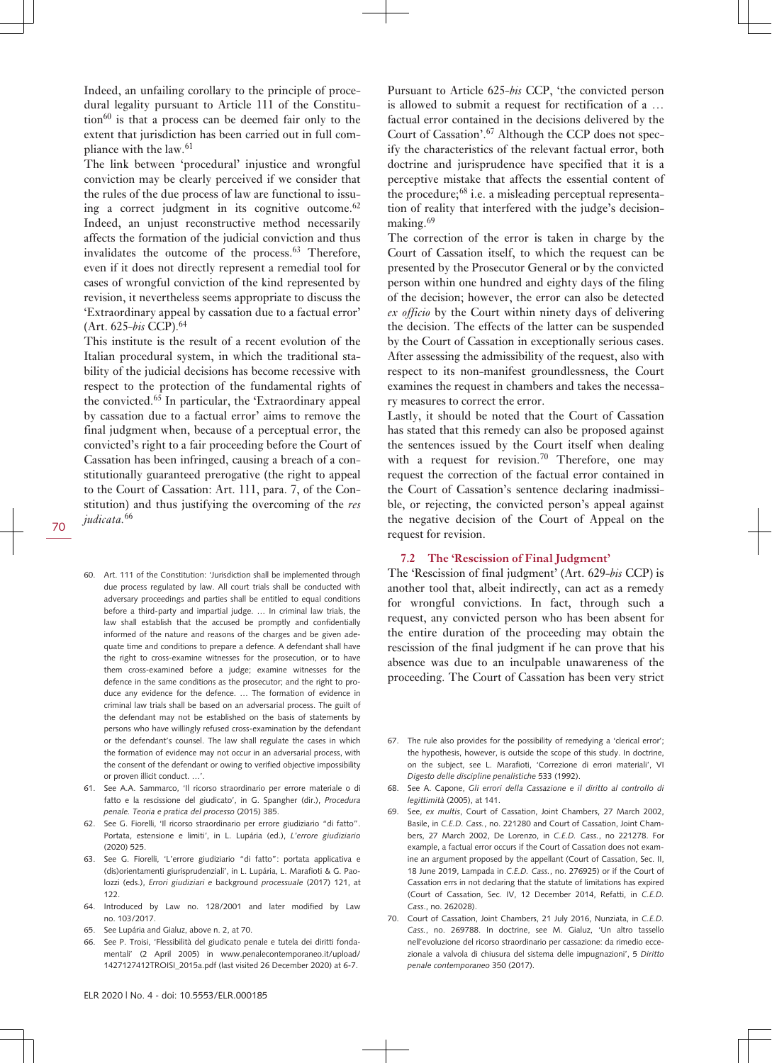Indeed, an unfailing corollary to the principle of procedural legality pursuant to Article 111 of the Constitution[60] is that a process can be deemed fair only to the extent that jurisdiction has been carried out in full compliance with the law.[61]

The link between 'procedural' injustice and wrongful conviction may be clearly perceived if we consider that the rules of the due process of law are functional to issuing a correct judgment in its cognitive outcome.[62] Indeed, an unjust reconstructive method necessarily affects the formation of the judicial conviction and thus invalidates the outcome of the process.[63] Therefore, even if it does not directly represent a remedial tool for cases of wrongful conviction of the kind represented by revision, it nevertheless seems appropriate to discuss the 'Extraordinary appeal by cassation due to a factual error' (Art. 625-*bis* CCP).[64]

This institute is the result of a recent evolution of the Italian procedural system, in which the traditional stability of the judicial decisions has become recessive with respect to the protection of the fundamental rights of the convicted.[65] In particular, the 'Extraordinary appeal by cassation due to a factual error' aims to remove the final judgment when, because of a perceptual error, the convicted's right to a fair proceeding before the Court of Cassation has been infringed, causing a breach of a constitutionally guaranteed prerogative (the right to appeal to the Court of Cassation: Art. 111, para. 7, of the Constitution) and thus justifying the overcoming of the *res judicata*.[66]

Pursuant to Article 625-*bis* CCP, 'the convicted person is allowed to submit a request for rectification of a … factual error contained in the decisions delivered by the Court of Cassation'.[67] Although the CCP does not specify the characteristics of the relevant factual error, both doctrine and jurisprudence have specified that it is a perceptive mistake that affects the essential content of the procedure;[68] i.e. a misleading perceptual representation of reality that interfered with the judge's decision-making.[69]

The correction of the error is taken in charge by the Court of Cassation itself, to which the request can be presented by the Prosecutor General or by the convicted person within one hundred and eighty days of the filing of the decision; however, the error can also be detected *ex officio* by the Court within ninety days of delivering the decision. The effects of the latter can be suspended by the Court of Cassation in exceptionally serious cases. After assessing the admissibility of the request, also with respect to its non-manifest groundlessness, the Court examines the request in chambers and takes the necessary measures to correct the error.

Lastly, it should be noted that the Court of Cassation has stated that this remedy can also be proposed against the sentences issued by the Court itself when dealing with a request for revision.[70] Therefore, one may request the correction of the factual error contained in the Court of Cassation's sentence declaring inadmissible, or rejecting, the convicted person's appeal against the negative decision of the Court of Appeal on the request for revision.

### 7.2 The 'Rescission of Final Judgment'

The 'Rescission of final judgment' (Art. 629-*bis* CCP) is another tool that, albeit indirectly, can act as a remedy for wrongful convictions. In fact, through such a request, any convicted person who has been absent for the entire duration of the proceeding may obtain the rescission of the final judgment if he can prove that his absence was due to an inculpable unawareness of the proceeding. The Court of Cassation has been very strict

---

60. Art. 111 of the Constitution: 'Jurisdiction shall be implemented through due process regulated by law. All court trials shall be conducted with adversary proceedings and parties shall be entitled to equal conditions before a third-party and impartial judge. … In criminal law trials, the law shall establish that the accused be promptly and confidentially informed of the nature and reasons of the charges and be given adequate time and conditions to prepare a defence. A defendant shall have the right to cross-examine witnesses for the prosecution, or to have them cross-examined before a judge; examine witnesses for the defence in the same conditions as the prosecutor; and the right to produce any evidence for the defence. … The formation of evidence in criminal law trials shall be based on an adversarial process. The guilt of the defendant may not be established on the basis of statements by persons who have willingly refused cross-examination by the defendant or the defendant's counsel. The law shall regulate the cases in which the formation of evidence may not occur in an adversarial process, with the consent of the defendant or owing to verified objective impossibility or proven illicit conduct. …'.
61. See A.A. Sammarco, 'Il ricorso straordinario per errore materiale o di fatto e la rescissione del giudicato', in G. Spangher (dir.), *Procedura penale. Teoria e pratica del processo* (2015) 385.
62. See G. Fiorelli, 'Il ricorso straordinario per errore giudiziario "di fatto". Portata, estensione e limiti', in L. Lupária (ed.), *L'errore giudiziario* (2020) 525.
63. See G. Fiorelli, 'L'errore giudiziario "di fatto": portata applicativa e (dis)orientamenti giurisprudenziali', in L. Lupária, L. Marafioti & G. Paolozzi (eds.), *Errori giudiziari e* background *processuale* (2017) 121, at 122.
64. Introduced by Law no. 128/2001 and later modified by Law no. 103/2017.
65. See Lupária and Gialuz, above n. 2, at 70.
66. See P. Troisi, 'Flessibilità del giudicato penale e tutela dei diritti fondamentali' (2 April 2005) in www.penalecontemporaneo.it/upload/1427127412TROISI_2015a.pdf (last visited 26 December 2020) at 6-7.
67. The rule also provides for the possibility of remedying a 'clerical error'; the hypothesis, however, is outside the scope of this study. In doctrine, on the subject, see L. Marafioti, 'Correzione di errori materiali', VI *Digesto delle discipline penalistiche* 533 (1992).
68. See A. Capone, *Gli errori della Cassazione e il diritto al controllo di legittimità* (2005), at 141.
69. See, *ex multis*, Court of Cassation, Joint Chambers, 27 March 2002, Basile, in *C.E.D. Cass.*, no. 221280 and Court of Cassation, Joint Chambers, 27 March 2002, De Lorenzo, in *C.E.D. Cass.*, no 221278. For example, a factual error occurs if the Court of Cassation does not examine an argument proposed by the appellant (Court of Cassation, Sec. II, 18 June 2019, Lampada in *C.E.D. Cass.*, no. 276925) or if the Court of Cassation errs in not declaring that the statute of limitations has expired (Court of Cassation, Sec. IV, 12 December 2014, Refatti, in *C.E.D. Cass.*, no. 262028).
70. Court of Cassation, Joint Chambers, 21 July 2016, Nunziata, in *C.E.D. Cass.*, no. 269788. In doctrine, see M. Gialuz, 'Un altro tassello nell'evoluzione del ricorso straordinario per cassazione: da rimedio eccezionale a valvola di chiusura del sistema delle impugnazioni', 5 *Diritto penale contemporaneo* 350 (2017).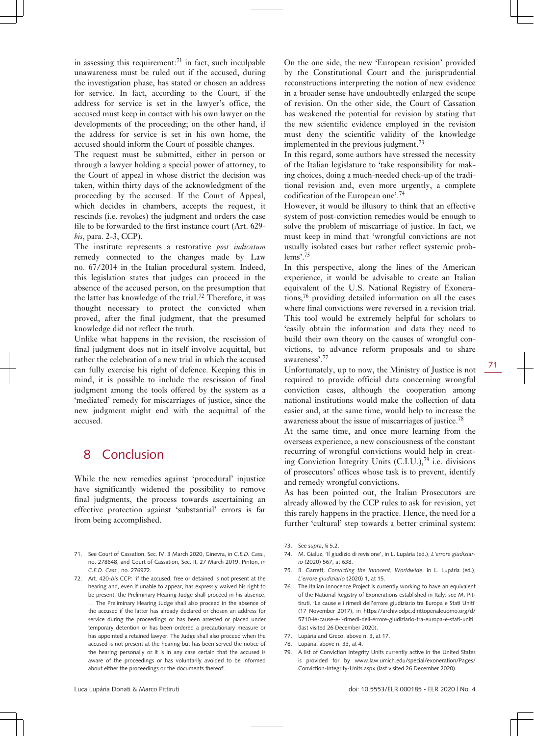in assessing this requirement:[71] in fact, such inculpable unawareness must be ruled out if the accused, during the investigation phase, has stated or chosen an address for service. In fact, according to the Court, if the address for service is set in the lawyer's office, the accused must keep in contact with his own lawyer on the developments of the proceeding; on the other hand, if the address for service is set in his own home, the accused should inform the Court of possible changes.

The request must be submitted, either in person or through a lawyer holding a special power of attorney, to the Court of appeal in whose district the decision was taken, within thirty days of the acknowledgment of the proceeding by the accused. If the Court of Appeal, which decides in chambers, accepts the request, it rescinds (i.e. revokes) the judgment and orders the case file to be forwarded to the first instance court (Art. 629-*bis*, para. 2-3, CCP).

The institute represents a restorative *post iudicatum* remedy connected to the changes made by Law no. 67/2014 in the Italian procedural system. Indeed, this legislation states that judges can proceed in the absence of the accused person, on the presumption that the latter has knowledge of the trial.[72] Therefore, it was thought necessary to protect the convicted when proved, after the final judgment, that the presumed knowledge did not reflect the truth.

Unlike what happens in the revision, the rescission of final judgment does not in itself involve acquittal, but rather the celebration of a new trial in which the accused can fully exercise his right of defence. Keeping this in mind, it is possible to include the rescission of final judgment among the tools offered by the system as a 'mediated' remedy for miscarriages of justice, since the new judgment might end with the acquittal of the accused.

## 8 Conclusion

While the new remedies against 'procedural' injustice have significantly widened the possibility to remove final judgments, the process towards ascertaining an effective protection against 'substantial' errors is far from being accomplished.

On the one side, the new 'European revision' provided by the Constitutional Court and the jurisprudential reconstructions interpreting the notion of new evidence in a broader sense have undoubtedly enlarged the scope of revision. On the other side, the Court of Cassation has weakened the potential for revision by stating that the new scientific evidence employed in the revision must deny the scientific validity of the knowledge implemented in the previous judgment.[73]

In this regard, some authors have stressed the necessity of the Italian legislature to 'take responsibility for making choices, doing a much-needed check-up of the traditional revision and, even more urgently, a complete codification of the European one'.[74]

However, it would be illusory to think that an effective system of post-conviction remedies would be enough to solve the problem of miscarriage of justice. In fact, we must keep in mind that 'wrongful convictions are not usually isolated cases but rather reflect systemic problems'.[75]

In this perspective, along the lines of the American experience, it would be advisable to create an Italian equivalent of the U.S. National Registry of Exonerations,[76] providing detailed information on all the cases where final convictions were reversed in a revision trial. This tool would be extremely helpful for scholars to 'easily obtain the information and data they need to build their own theory on the causes of wrongful convictions, to advance reform proposals and to share awareness'.[77]

Unfortunately, up to now, the Ministry of Justice is not required to provide official data concerning wrongful conviction cases, although the cooperation among national institutions would make the collection of data easier and, at the same time, would help to increase the awareness about the issue of miscarriages of justice.[78]

At the same time, and once more learning from the overseas experience, a new consciousness of the constant recurring of wrongful convictions would help in creating Conviction Integrity Units (C.I.U.),[79] i.e. divisions of prosecutors' offices whose task is to prevent, identify and remedy wrongful convictions.

As has been pointed out, the Italian Prosecutors are already allowed by the CCP rules to ask for revision, yet this rarely happens in the practice. Hence, the need for a further 'cultural' step towards a better criminal system:

---

71. See Court of Cassation, Sec. IV, 3 March 2020, Ginevra, in *C.E.D. Cass.*, no. 278648, and Court of Cassation, Sec. II, 27 March 2019, Pinton, in *C.E.D. Cass.*, no. 276972.
72. Art. 420-*bis* CCP: 'if the accused, free or detained is not present at the hearing and, even if unable to appear, has expressly waived his right to be present, the Preliminary Hearing Judge shall proceed in his absence. … The Preliminary Hearing Judge shall also proceed in the absence of the accused if the latter has already declared or chosen an address for service during the proceedings or has been arrested or placed under temporary detention or has been ordered a precautionary measure or has appointed a retained lawyer. The Judge shall also proceed when the accused is not present at the hearing but has been served the notice of the hearing personally or it is in any case certain that the accused is aware of the proceedings or has voluntarily avoided to be informed about either the proceedings or the documents thereof'.
73. See *supra*, § 5.2.
74. M. Gialuz, 'Il giudizio di revisione', in L. Lupária (ed.), *L'errore giudiziario* (2020) 567, at 638.
75. B. Garrett, *Convicting the Innocent, Worldwide*, in L. Lupária (ed.), *L'errore giudiziario* (2020) 1, at 15.
76. The Italian Innocence Project is currently working to have an equivalent of the National Registry of Exonerations established in Italy: see M. Pittiruti, 'Le cause e i rimedi dell'errore giudiziario tra Europa e Stati Uniti' (17 November 2017), in https://archiviodpc.dirittopenaleuomo.org/d/5710-le-cause-e-i-rimedi-dell-errore-giudiziario-tra-europa-e-stati-uniti (last visited 26 December 2020).
77. Lupária and Greco, above n. 3, at 17.
78. Lupária, above n. 33, at 4.
79. A list of Conviction Integrity Units currently active in the United States is provided for by www.law.umich.edu/special/exoneration/Pages/Conviction-Integrity-Units.aspx (last visited 26 December 2020).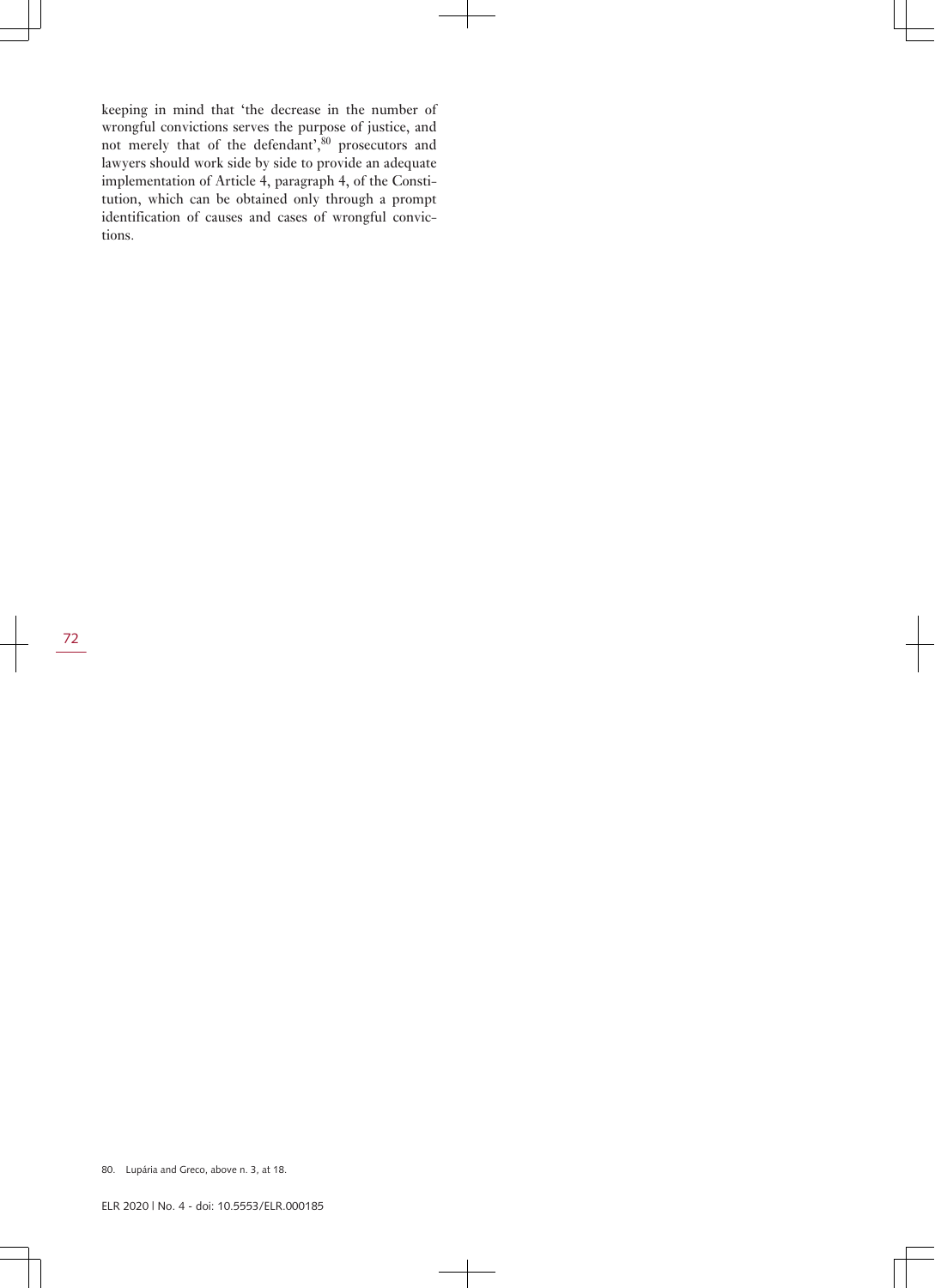keeping in mind that 'the decrease in the number of wrongful convictions serves the purpose of justice, and not merely that of the defendant',[80] prosecutors and lawyers should work side by side to provide an adequate implementation of Article 4, paragraph 4, of the Constitution, which can be obtained only through a prompt identification of causes and cases of wrongful convictions.

80. Lupária and Greco, above n. 3, at 18.